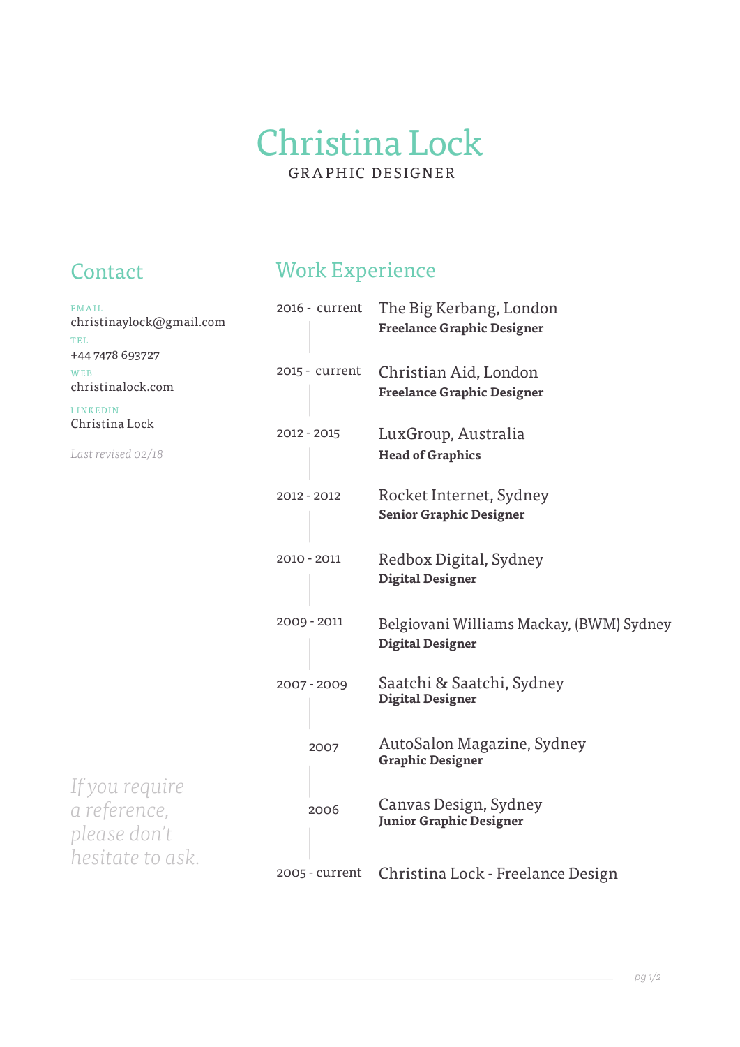# Christina Lock

GRAPHIC DESIGNER

## Contact

EMAIL
christinaylock@gmail.com

TEL
+44 7478 693727

WEB
christinalock.com

LINKEDIN
Christina Lock

*Last revised 02/18*

*If you require a reference, please don't hesitate to ask.*

## Work Experience

2016 - current
The Big Kerbang, London
**Freelance Graphic Designer**

2015 - current
Christian Aid, London
**Freelance Graphic Designer**

2012 - 2015
LuxGroup, Australia
**Head of Graphics**

2012 - 2012
Rocket Internet, Sydney
**Senior Graphic Designer**

2010 - 2011
Redbox Digital, Sydney
**Digital Designer**

2009 - 2011
Belgiovani Williams Mackay, (BWM) Sydney
**Digital Designer**

2007 - 2009
Saatchi & Saatchi, Sydney
**Digital Designer**

2007
AutoSalon Magazine, Sydney
**Graphic Designer**

2006
Canvas Design, Sydney
**Junior Graphic Designer**

2005 - current
Christina Lock - Freelance Design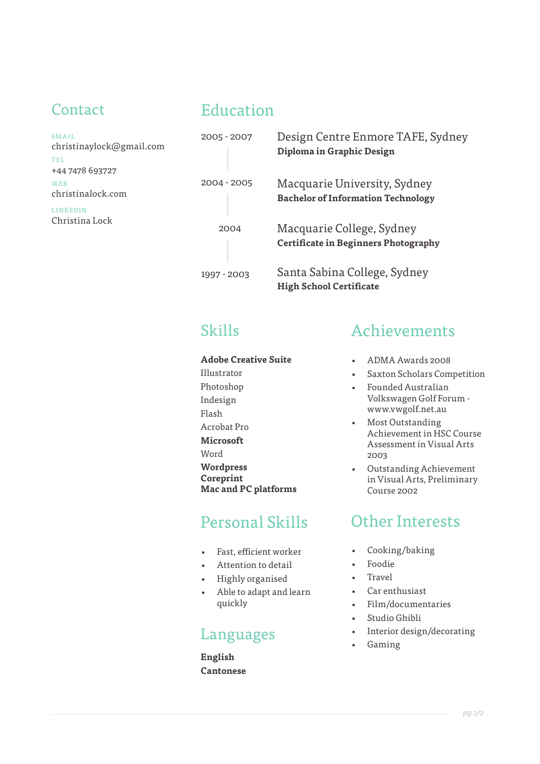## Contact

EMAIL
christinaylock@gmail.com

TEL
+44 7478 693727

WEB
christinalock.com

LINKEDIN
Christina Lock

## Education

2005 - 2007
Design Centre Enmore TAFE, Sydney
**Diploma in Graphic Design**

2004 - 2005
Macquarie University, Sydney
**Bachelor of Information Technology**

2004
Macquarie College, Sydney
**Certificate in Beginners Photography**

1997 - 2003
Santa Sabina College, Sydney
**High School Certificate**

## Skills

**Adobe Creative Suite**
Illustrator
Photoshop
Indesign
Flash
Acrobat Pro
**Microsoft**
Word
**Wordpress**
**Coreprint**
**Mac and PC platforms**

## Personal Skills

- Fast, efficient worker
- Attention to detail
- Highly organised
- Able to adapt and learn quickly

## Languages

**English**
**Cantonese**

## Achievements

- ADMA Awards 2008
- Saxton Scholars Competition
- Founded Australian Volkswagen Golf Forum - www.vwgolf.net.au
- Most Outstanding Achievement in HSC Course Assessment in Visual Arts 2003
- Outstanding Achievement in Visual Arts, Preliminary Course 2002

## Other Interests

- Cooking/baking
- Foodie
- Travel
- Car enthusiast
- Film/documentaries
- Studio Ghibli
- Interior design/decorating
- Gaming